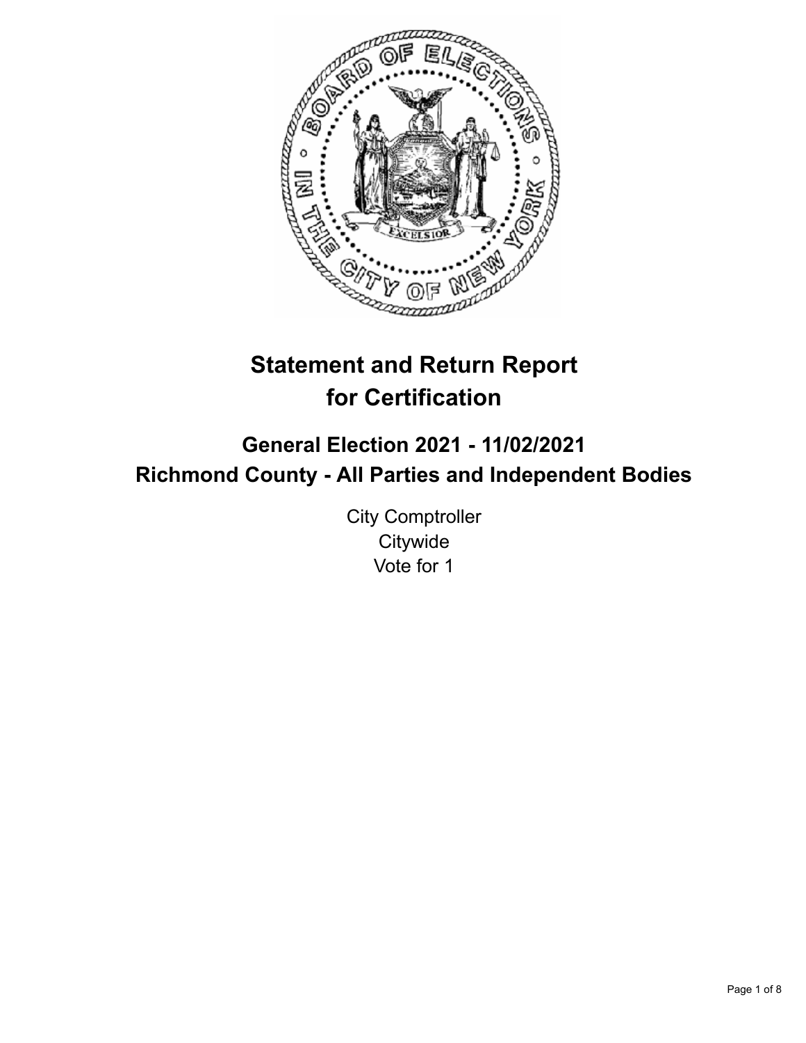# Statement and Return Report for Certification

## General Election 2021 - 11/02/2021
## Richmond County - All Parties and Independent Bodies

City Comptroller
Citywide
Vote for 1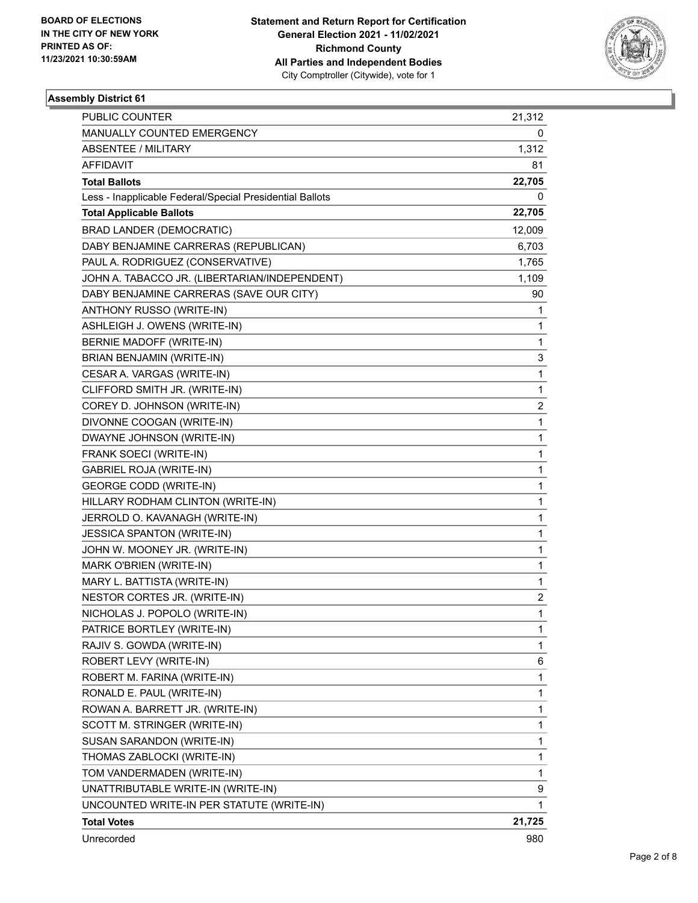BOARD OF ELECTIONS
IN THE CITY OF NEW YORK
PRINTED AS OF:
11/23/2021 10:30:59AM

**Statement and Return Report for Certification**
**General Election 2021 - 11/02/2021**
**Richmond County**
**All Parties and Independent Bodies**
City Comptroller (Citywide), vote for 1

### Assembly District 61

| | |
|---|---|
| PUBLIC COUNTER | 21,312 |
| MANUALLY COUNTED EMERGENCY | 0 |
| ABSENTEE / MILITARY | 1,312 |
| AFFIDAVIT | 81 |
| **Total Ballots** | **22,705** |
| Less - Inapplicable Federal/Special Presidential Ballots | 0 |
| **Total Applicable Ballots** | **22,705** |
| BRAD LANDER (DEMOCRATIC) | 12,009 |
| DABY BENJAMINE CARRERAS (REPUBLICAN) | 6,703 |
| PAUL A. RODRIGUEZ (CONSERVATIVE) | 1,765 |
| JOHN A. TABACCO JR. (LIBERTARIAN/INDEPENDENT) | 1,109 |
| DABY BENJAMINE CARRERAS (SAVE OUR CITY) | 90 |
| ANTHONY RUSSO (WRITE-IN) | 1 |
| ASHLEIGH J. OWENS (WRITE-IN) | 1 |
| BERNIE MADOFF (WRITE-IN) | 1 |
| BRIAN BENJAMIN (WRITE-IN) | 3 |
| CESAR A. VARGAS (WRITE-IN) | 1 |
| CLIFFORD SMITH JR. (WRITE-IN) | 1 |
| COREY D. JOHNSON (WRITE-IN) | 2 |
| DIVONNE COOGAN (WRITE-IN) | 1 |
| DWAYNE JOHNSON (WRITE-IN) | 1 |
| FRANK SOECI (WRITE-IN) | 1 |
| GABRIEL ROJA (WRITE-IN) | 1 |
| GEORGE CODD (WRITE-IN) | 1 |
| HILLARY RODHAM CLINTON (WRITE-IN) | 1 |
| JERROLD O. KAVANAGH (WRITE-IN) | 1 |
| JESSICA SPANTON (WRITE-IN) | 1 |
| JOHN W. MOONEY JR. (WRITE-IN) | 1 |
| MARK O'BRIEN (WRITE-IN) | 1 |
| MARY L. BATTISTA (WRITE-IN) | 1 |
| NESTOR CORTES JR. (WRITE-IN) | 2 |
| NICHOLAS J. POPOLO (WRITE-IN) | 1 |
| PATRICE BORTLEY (WRITE-IN) | 1 |
| RAJIV S. GOWDA (WRITE-IN) | 1 |
| ROBERT LEVY (WRITE-IN) | 6 |
| ROBERT M. FARINA (WRITE-IN) | 1 |
| RONALD E. PAUL (WRITE-IN) | 1 |
| ROWAN A. BARRETT JR. (WRITE-IN) | 1 |
| SCOTT M. STRINGER (WRITE-IN) | 1 |
| SUSAN SARANDON (WRITE-IN) | 1 |
| THOMAS ZABLOCKI (WRITE-IN) | 1 |
| TOM VANDERMADEN (WRITE-IN) | 1 |
| UNATTRIBUTABLE WRITE-IN (WRITE-IN) | 9 |
| UNCOUNTED WRITE-IN PER STATUTE (WRITE-IN) | 1 |
| **Total Votes** | **21,725** |
| Unrecorded | 980 |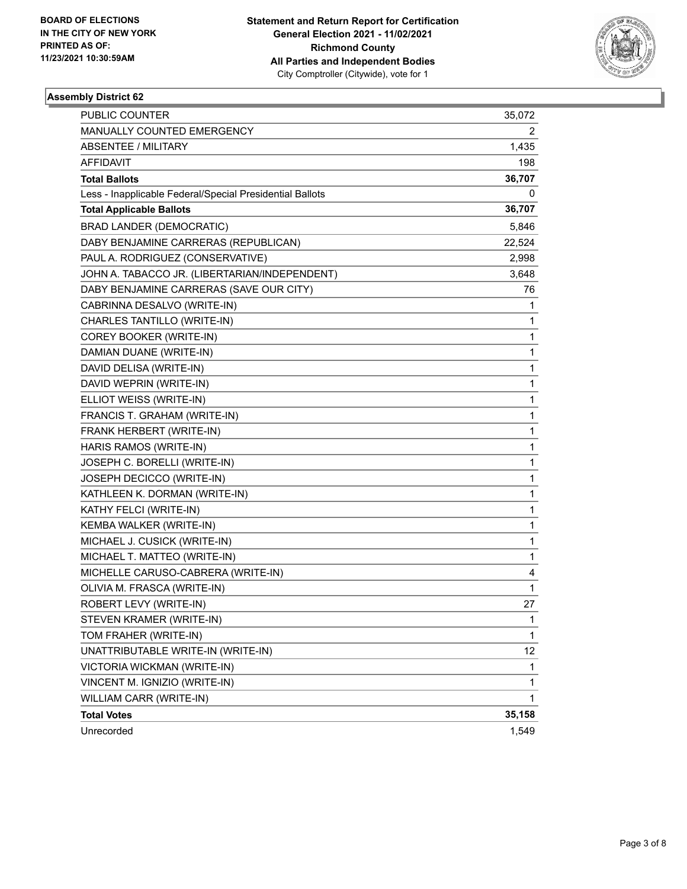BOARD OF ELECTIONS
IN THE CITY OF NEW YORK
PRINTED AS OF:
11/23/2021 10:30:59AM

**Statement and Return Report for Certification**
**General Election 2021 - 11/02/2021**
**Richmond County**
**All Parties and Independent Bodies**
City Comptroller (Citywide), vote for 1

### Assembly District 62

| | |
|---|---|
| PUBLIC COUNTER | 35,072 |
| MANUALLY COUNTED EMERGENCY | 2 |
| ABSENTEE / MILITARY | 1,435 |
| AFFIDAVIT | 198 |
| **Total Ballots** | **36,707** |
| Less - Inapplicable Federal/Special Presidential Ballots | 0 |
| **Total Applicable Ballots** | **36,707** |
| BRAD LANDER (DEMOCRATIC) | 5,846 |
| DABY BENJAMINE CARRERAS (REPUBLICAN) | 22,524 |
| PAUL A. RODRIGUEZ (CONSERVATIVE) | 2,998 |
| JOHN A. TABACCO JR. (LIBERTARIAN/INDEPENDENT) | 3,648 |
| DABY BENJAMINE CARRERAS (SAVE OUR CITY) | 76 |
| CABRINNA DESALVO (WRITE-IN) | 1 |
| CHARLES TANTILLO (WRITE-IN) | 1 |
| COREY BOOKER (WRITE-IN) | 1 |
| DAMIAN DUANE (WRITE-IN) | 1 |
| DAVID DELISA (WRITE-IN) | 1 |
| DAVID WEPRIN (WRITE-IN) | 1 |
| ELLIOT WEISS (WRITE-IN) | 1 |
| FRANCIS T. GRAHAM (WRITE-IN) | 1 |
| FRANK HERBERT (WRITE-IN) | 1 |
| HARIS RAMOS (WRITE-IN) | 1 |
| JOSEPH C. BORELLI (WRITE-IN) | 1 |
| JOSEPH DECICCO (WRITE-IN) | 1 |
| KATHLEEN K. DORMAN (WRITE-IN) | 1 |
| KATHY FELCI (WRITE-IN) | 1 |
| KEMBA WALKER (WRITE-IN) | 1 |
| MICHAEL J. CUSICK (WRITE-IN) | 1 |
| MICHAEL T. MATTEO (WRITE-IN) | 1 |
| MICHELLE CARUSO-CABRERA (WRITE-IN) | 4 |
| OLIVIA M. FRASCA (WRITE-IN) | 1 |
| ROBERT LEVY (WRITE-IN) | 27 |
| STEVEN KRAMER (WRITE-IN) | 1 |
| TOM FRAHER (WRITE-IN) | 1 |
| UNATTRIBUTABLE WRITE-IN (WRITE-IN) | 12 |
| VICTORIA WICKMAN (WRITE-IN) | 1 |
| VINCENT M. IGNIZIO (WRITE-IN) | 1 |
| WILLIAM CARR (WRITE-IN) | 1 |
| **Total Votes** | **35,158** |
| Unrecorded | 1,549 |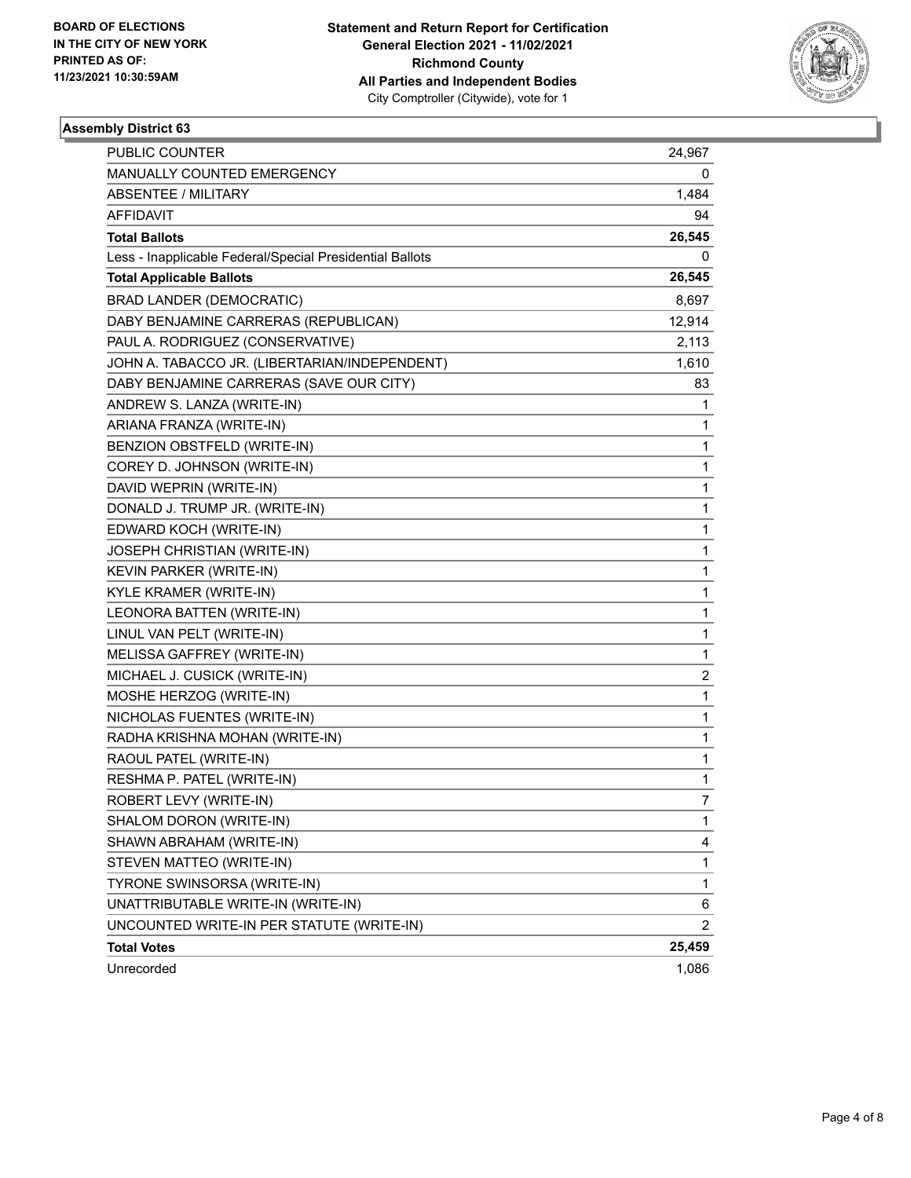BOARD OF ELECTIONS
IN THE CITY OF NEW YORK
PRINTED AS OF:
11/23/2021 10:30:59AM

**Statement and Return Report for Certification**
**General Election 2021 - 11/02/2021**
**Richmond County**
**All Parties and Independent Bodies**
City Comptroller (Citywide), vote for 1

### Assembly District 63

| | |
|---|---|
| PUBLIC COUNTER | 24,967 |
| MANUALLY COUNTED EMERGENCY | 0 |
| ABSENTEE / MILITARY | 1,484 |
| AFFIDAVIT | 94 |
| **Total Ballots** | **26,545** |
| Less - Inapplicable Federal/Special Presidential Ballots | 0 |
| **Total Applicable Ballots** | **26,545** |
| BRAD LANDER (DEMOCRATIC) | 8,697 |
| DABY BENJAMINE CARRERAS (REPUBLICAN) | 12,914 |
| PAUL A. RODRIGUEZ (CONSERVATIVE) | 2,113 |
| JOHN A. TABACCO JR. (LIBERTARIAN/INDEPENDENT) | 1,610 |
| DABY BENJAMINE CARRERAS (SAVE OUR CITY) | 83 |
| ANDREW S. LANZA (WRITE-IN) | 1 |
| ARIANA FRANZA (WRITE-IN) | 1 |
| BENZION OBSTFELD (WRITE-IN) | 1 |
| COREY D. JOHNSON (WRITE-IN) | 1 |
| DAVID WEPRIN (WRITE-IN) | 1 |
| DONALD J. TRUMP JR. (WRITE-IN) | 1 |
| EDWARD KOCH (WRITE-IN) | 1 |
| JOSEPH CHRISTIAN (WRITE-IN) | 1 |
| KEVIN PARKER (WRITE-IN) | 1 |
| KYLE KRAMER (WRITE-IN) | 1 |
| LEONORA BATTEN (WRITE-IN) | 1 |
| LINUL VAN PELT (WRITE-IN) | 1 |
| MELISSA GAFFREY (WRITE-IN) | 1 |
| MICHAEL J. CUSICK (WRITE-IN) | 2 |
| MOSHE HERZOG (WRITE-IN) | 1 |
| NICHOLAS FUENTES (WRITE-IN) | 1 |
| RADHA KRISHNA MOHAN (WRITE-IN) | 1 |
| RAOUL PATEL (WRITE-IN) | 1 |
| RESHMA P. PATEL (WRITE-IN) | 1 |
| ROBERT LEVY (WRITE-IN) | 7 |
| SHALOM DORON (WRITE-IN) | 1 |
| SHAWN ABRAHAM (WRITE-IN) | 4 |
| STEVEN MATTEO (WRITE-IN) | 1 |
| TYRONE SWINSORSA (WRITE-IN) | 1 |
| UNATTRIBUTABLE WRITE-IN (WRITE-IN) | 6 |
| UNCOUNTED WRITE-IN PER STATUTE (WRITE-IN) | 2 |
| **Total Votes** | **25,459** |
| Unrecorded | 1,086 |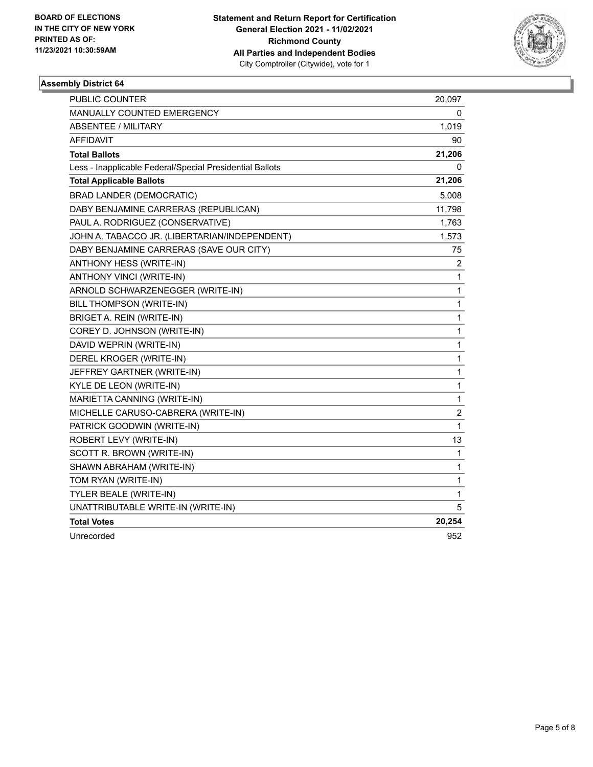BOARD OF ELECTIONS
IN THE CITY OF NEW YORK
PRINTED AS OF:
11/23/2021 10:30:59AM

**Statement and Return Report for Certification**
**General Election 2021 - 11/02/2021**
**Richmond County**
**All Parties and Independent Bodies**
City Comptroller (Citywide), vote for 1

### Assembly District 64

| | |
|---|---|
| PUBLIC COUNTER | 20,097 |
| MANUALLY COUNTED EMERGENCY | 0 |
| ABSENTEE / MILITARY | 1,019 |
| AFFIDAVIT | 90 |
| **Total Ballots** | **21,206** |
| Less - Inapplicable Federal/Special Presidential Ballots | 0 |
| **Total Applicable Ballots** | **21,206** |
| BRAD LANDER (DEMOCRATIC) | 5,008 |
| DABY BENJAMINE CARRERAS (REPUBLICAN) | 11,798 |
| PAUL A. RODRIGUEZ (CONSERVATIVE) | 1,763 |
| JOHN A. TABACCO JR. (LIBERTARIAN/INDEPENDENT) | 1,573 |
| DABY BENJAMINE CARRERAS (SAVE OUR CITY) | 75 |
| ANTHONY HESS (WRITE-IN) | 2 |
| ANTHONY VINCI (WRITE-IN) | 1 |
| ARNOLD SCHWARZENEGGER (WRITE-IN) | 1 |
| BILL THOMPSON (WRITE-IN) | 1 |
| BRIGET A. REIN (WRITE-IN) | 1 |
| COREY D. JOHNSON (WRITE-IN) | 1 |
| DAVID WEPRIN (WRITE-IN) | 1 |
| DEREL KROGER (WRITE-IN) | 1 |
| JEFFREY GARTNER (WRITE-IN) | 1 |
| KYLE DE LEON (WRITE-IN) | 1 |
| MARIETTA CANNING (WRITE-IN) | 1 |
| MICHELLE CARUSO-CABRERA (WRITE-IN) | 2 |
| PATRICK GOODWIN (WRITE-IN) | 1 |
| ROBERT LEVY (WRITE-IN) | 13 |
| SCOTT R. BROWN (WRITE-IN) | 1 |
| SHAWN ABRAHAM (WRITE-IN) | 1 |
| TOM RYAN (WRITE-IN) | 1 |
| TYLER BEALE (WRITE-IN) | 1 |
| UNATTRIBUTABLE WRITE-IN (WRITE-IN) | 5 |
| **Total Votes** | **20,254** |
| Unrecorded | 952 |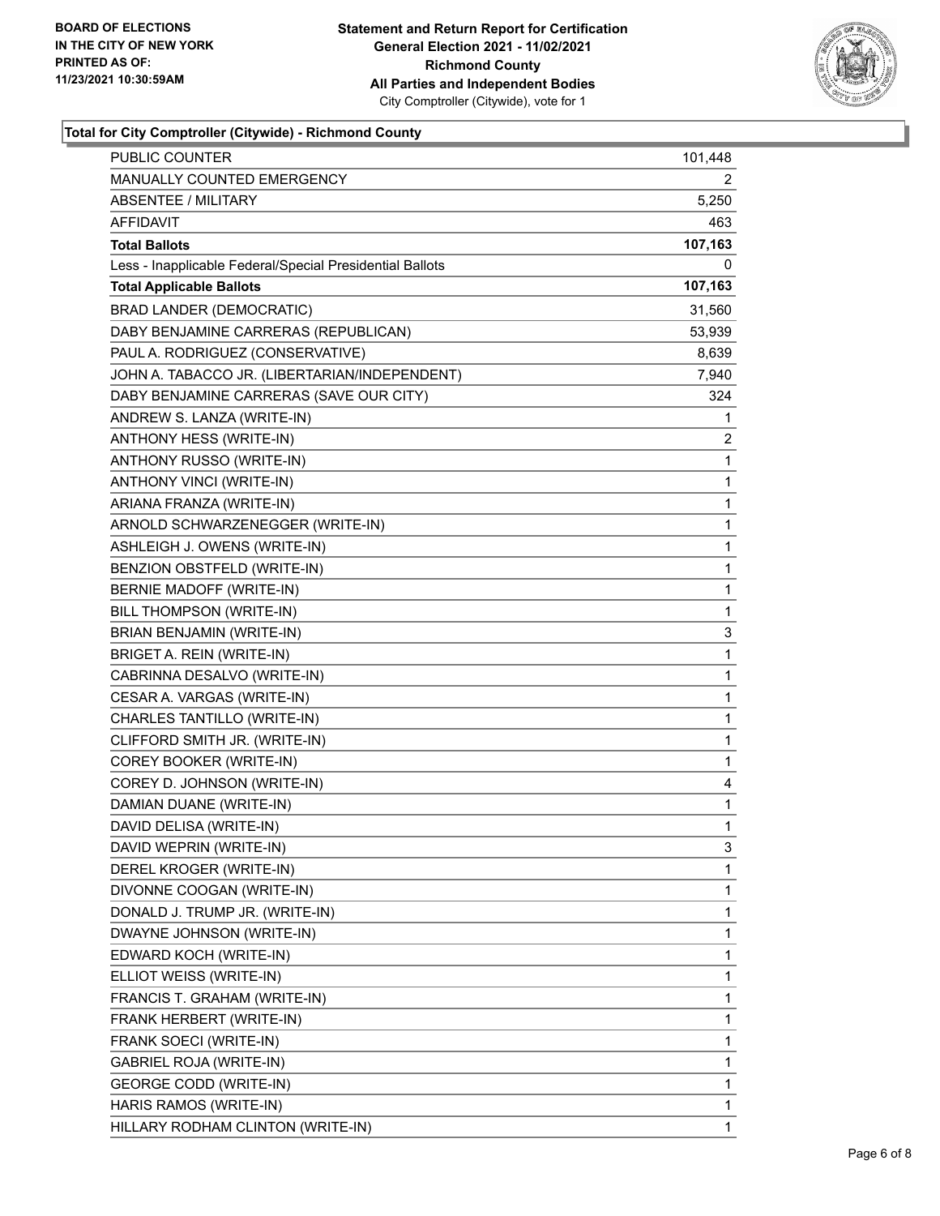BOARD OF ELECTIONS
IN THE CITY OF NEW YORK
PRINTED AS OF:
11/23/2021 10:30:59AM

**Statement and Return Report for Certification**
**General Election 2021 - 11/02/2021**
**Richmond County**
**All Parties and Independent Bodies**
City Comptroller (Citywide), vote for 1

### Total for City Comptroller (Citywide) - Richmond County

| | |
|---|---|
| PUBLIC COUNTER | 101,448 |
| MANUALLY COUNTED EMERGENCY | 2 |
| ABSENTEE / MILITARY | 5,250 |
| AFFIDAVIT | 463 |
| **Total Ballots** | **107,163** |
| Less - Inapplicable Federal/Special Presidential Ballots | 0 |
| **Total Applicable Ballots** | **107,163** |
| BRAD LANDER (DEMOCRATIC) | 31,560 |
| DABY BENJAMINE CARRERAS (REPUBLICAN) | 53,939 |
| PAUL A. RODRIGUEZ (CONSERVATIVE) | 8,639 |
| JOHN A. TABACCO JR. (LIBERTARIAN/INDEPENDENT) | 7,940 |
| DABY BENJAMINE CARRERAS (SAVE OUR CITY) | 324 |
| ANDREW S. LANZA (WRITE-IN) | 1 |
| ANTHONY HESS (WRITE-IN) | 2 |
| ANTHONY RUSSO (WRITE-IN) | 1 |
| ANTHONY VINCI (WRITE-IN) | 1 |
| ARIANA FRANZA (WRITE-IN) | 1 |
| ARNOLD SCHWARZENEGGER (WRITE-IN) | 1 |
| ASHLEIGH J. OWENS (WRITE-IN) | 1 |
| BENZION OBSTFELD (WRITE-IN) | 1 |
| BERNIE MADOFF (WRITE-IN) | 1 |
| BILL THOMPSON (WRITE-IN) | 1 |
| BRIAN BENJAMIN (WRITE-IN) | 3 |
| BRIGET A. REIN (WRITE-IN) | 1 |
| CABRINNA DESALVO (WRITE-IN) | 1 |
| CESAR A. VARGAS (WRITE-IN) | 1 |
| CHARLES TANTILLO (WRITE-IN) | 1 |
| CLIFFORD SMITH JR. (WRITE-IN) | 1 |
| COREY BOOKER (WRITE-IN) | 1 |
| COREY D. JOHNSON (WRITE-IN) | 4 |
| DAMIAN DUANE (WRITE-IN) | 1 |
| DAVID DELISA (WRITE-IN) | 1 |
| DAVID WEPRIN (WRITE-IN) | 3 |
| DEREL KROGER (WRITE-IN) | 1 |
| DIVONNE COOGAN (WRITE-IN) | 1 |
| DONALD J. TRUMP JR. (WRITE-IN) | 1 |
| DWAYNE JOHNSON (WRITE-IN) | 1 |
| EDWARD KOCH (WRITE-IN) | 1 |
| ELLIOT WEISS (WRITE-IN) | 1 |
| FRANCIS T. GRAHAM (WRITE-IN) | 1 |
| FRANK HERBERT (WRITE-IN) | 1 |
| FRANK SOECI (WRITE-IN) | 1 |
| GABRIEL ROJA (WRITE-IN) | 1 |
| GEORGE CODD (WRITE-IN) | 1 |
| HARIS RAMOS (WRITE-IN) | 1 |
| HILLARY RODHAM CLINTON (WRITE-IN) | 1 |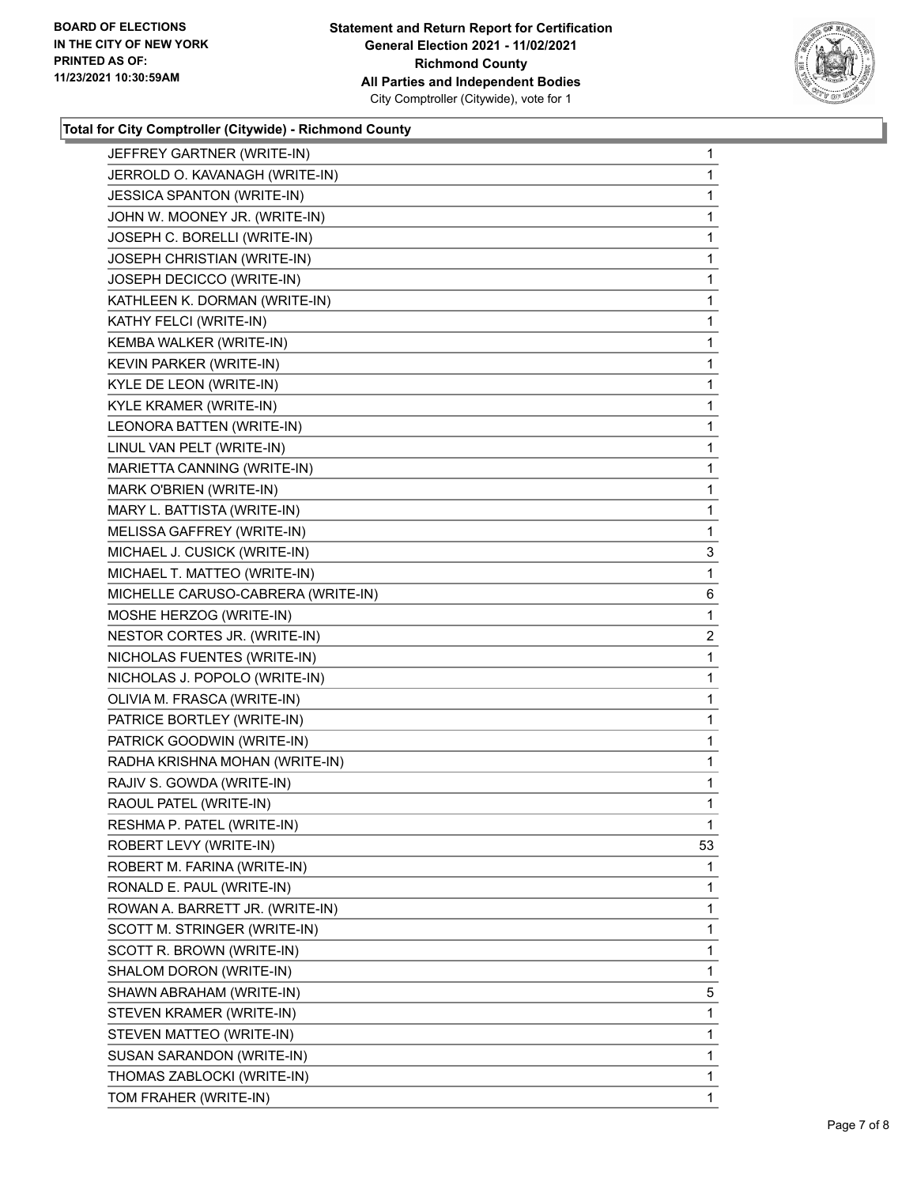**BOARD OF ELECTIONS IN THE CITY OF NEW YORK PRINTED AS OF: 11/23/2021 10:30:59AM**

**Statement and Return Report for Certification General Election 2021 - 11/02/2021 Richmond County All Parties and Independent Bodies**
City Comptroller (Citywide), vote for 1

### Total for City Comptroller (Citywide) - Richmond County

| | |
|---|---|
| JEFFREY GARTNER (WRITE-IN) | 1 |
| JERROLD O. KAVANAGH (WRITE-IN) | 1 |
| JESSICA SPANTON (WRITE-IN) | 1 |
| JOHN W. MOONEY JR. (WRITE-IN) | 1 |
| JOSEPH C. BORELLI (WRITE-IN) | 1 |
| JOSEPH CHRISTIAN (WRITE-IN) | 1 |
| JOSEPH DECICCO (WRITE-IN) | 1 |
| KATHLEEN K. DORMAN (WRITE-IN) | 1 |
| KATHY FELCI (WRITE-IN) | 1 |
| KEMBA WALKER (WRITE-IN) | 1 |
| KEVIN PARKER (WRITE-IN) | 1 |
| KYLE DE LEON (WRITE-IN) | 1 |
| KYLE KRAMER (WRITE-IN) | 1 |
| LEONORA BATTEN (WRITE-IN) | 1 |
| LINUL VAN PELT (WRITE-IN) | 1 |
| MARIETTA CANNING (WRITE-IN) | 1 |
| MARK O'BRIEN (WRITE-IN) | 1 |
| MARY L. BATTISTA (WRITE-IN) | 1 |
| MELISSA GAFFREY (WRITE-IN) | 1 |
| MICHAEL J. CUSICK (WRITE-IN) | 3 |
| MICHAEL T. MATTEO (WRITE-IN) | 1 |
| MICHELLE CARUSO-CABRERA (WRITE-IN) | 6 |
| MOSHE HERZOG (WRITE-IN) | 1 |
| NESTOR CORTES JR. (WRITE-IN) | 2 |
| NICHOLAS FUENTES (WRITE-IN) | 1 |
| NICHOLAS J. POPOLO (WRITE-IN) | 1 |
| OLIVIA M. FRASCA (WRITE-IN) | 1 |
| PATRICE BORTLEY (WRITE-IN) | 1 |
| PATRICK GOODWIN (WRITE-IN) | 1 |
| RADHA KRISHNA MOHAN (WRITE-IN) | 1 |
| RAJIV S. GOWDA (WRITE-IN) | 1 |
| RAOUL PATEL (WRITE-IN) | 1 |
| RESHMA P. PATEL (WRITE-IN) | 1 |
| ROBERT LEVY (WRITE-IN) | 53 |
| ROBERT M. FARINA (WRITE-IN) | 1 |
| RONALD E. PAUL (WRITE-IN) | 1 |
| ROWAN A. BARRETT JR. (WRITE-IN) | 1 |
| SCOTT M. STRINGER (WRITE-IN) | 1 |
| SCOTT R. BROWN (WRITE-IN) | 1 |
| SHALOM DORON (WRITE-IN) | 1 |
| SHAWN ABRAHAM (WRITE-IN) | 5 |
| STEVEN KRAMER (WRITE-IN) | 1 |
| STEVEN MATTEO (WRITE-IN) | 1 |
| SUSAN SARANDON (WRITE-IN) | 1 |
| THOMAS ZABLOCKI (WRITE-IN) | 1 |
| TOM FRAHER (WRITE-IN) | 1 |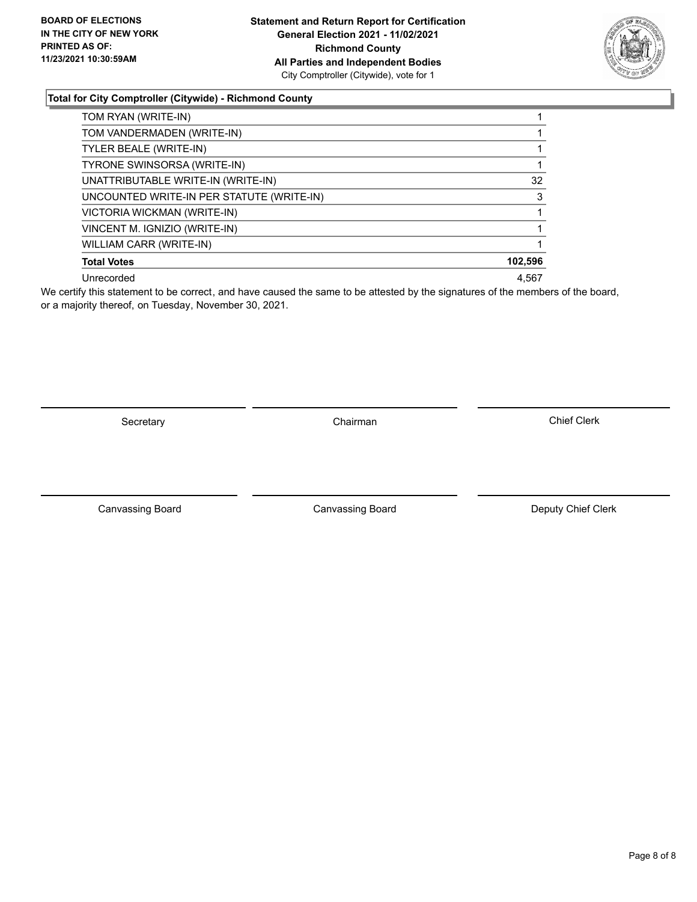**BOARD OF ELECTIONS IN THE CITY OF NEW YORK PRINTED AS OF: 11/23/2021 10:30:59AM**

**Statement and Return Report for Certification**
**General Election 2021 - 11/02/2021**
**Richmond County**
**All Parties and Independent Bodies**
City Comptroller (Citywide), vote for 1

**Total for City Comptroller (Citywide) - Richmond County**

| | |
|---|---|
| TOM RYAN (WRITE-IN) | 1 |
| TOM VANDERMADEN (WRITE-IN) | 1 |
| TYLER BEALE (WRITE-IN) | 1 |
| TYRONE SWINSORSA (WRITE-IN) | 1 |
| UNATTRIBUTABLE WRITE-IN (WRITE-IN) | 32 |
| UNCOUNTED WRITE-IN PER STATUTE (WRITE-IN) | 3 |
| VICTORIA WICKMAN (WRITE-IN) | 1 |
| VINCENT M. IGNIZIO (WRITE-IN) | 1 |
| WILLIAM CARR (WRITE-IN) | 1 |
| **Total Votes** | **102,596** |
| Unrecorded | 4,567 |

We certify this statement to be correct, and have caused the same to be attested by the signatures of the members of the board, or a majority thereof, on Tuesday, November 30, 2021.

Secretary

Chairman

Chief Clerk

Canvassing Board

Canvassing Board

Deputy Chief Clerk